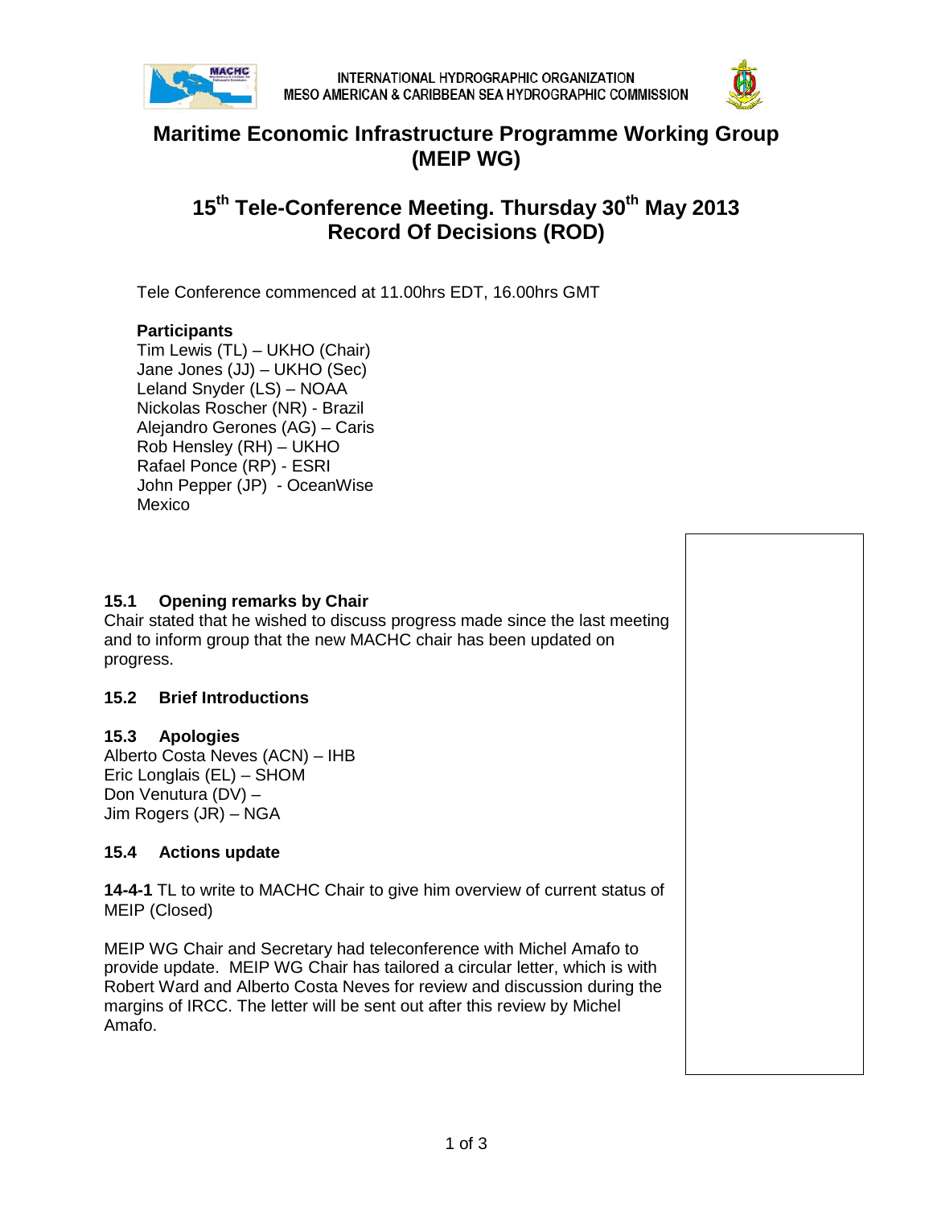INTERNATIONAL HYDROGRAPHIC ORGANIZATION
MESO AMERICAN & CARIBBEAN SEA HYDROGRAPHIC COMMISSION

# Maritime Economic Infrastructure Programme Working Group (MEIP WG)

# 15th Tele-Conference Meeting. Thursday 30th May 2013 Record Of Decisions (ROD)

Tele Conference commenced at 11.00hrs EDT, 16.00hrs GMT

**Participants**
Tim Lewis (TL) – UKHO (Chair)
Jane Jones (JJ) – UKHO (Sec)
Leland Snyder (LS) – NOAA
Nickolas Roscher (NR) - Brazil
Alejandro Gerones (AG) – Caris
Rob Hensley (RH) – UKHO
Rafael Ponce (RP) - ESRI
John Pepper (JP) - OceanWise
Mexico

## 15.1 Opening remarks by Chair

Chair stated that he wished to discuss progress made since the last meeting and to inform group that the new MACHC chair has been updated on progress.

## 15.2 Brief Introductions

## 15.3 Apologies

Alberto Costa Neves (ACN) – IHB
Eric Longlais (EL) – SHOM
Don Venutura (DV) –
Jim Rogers (JR) – NGA

## 15.4 Actions update

**14-4-1** TL to write to MACHC Chair to give him overview of current status of MEIP (Closed)

MEIP WG Chair and Secretary had teleconference with Michel Amafo to provide update. MEIP WG Chair has tailored a circular letter, which is with Robert Ward and Alberto Costa Neves for review and discussion during the margins of IRCC. The letter will be sent out after this review by Michel Amafo.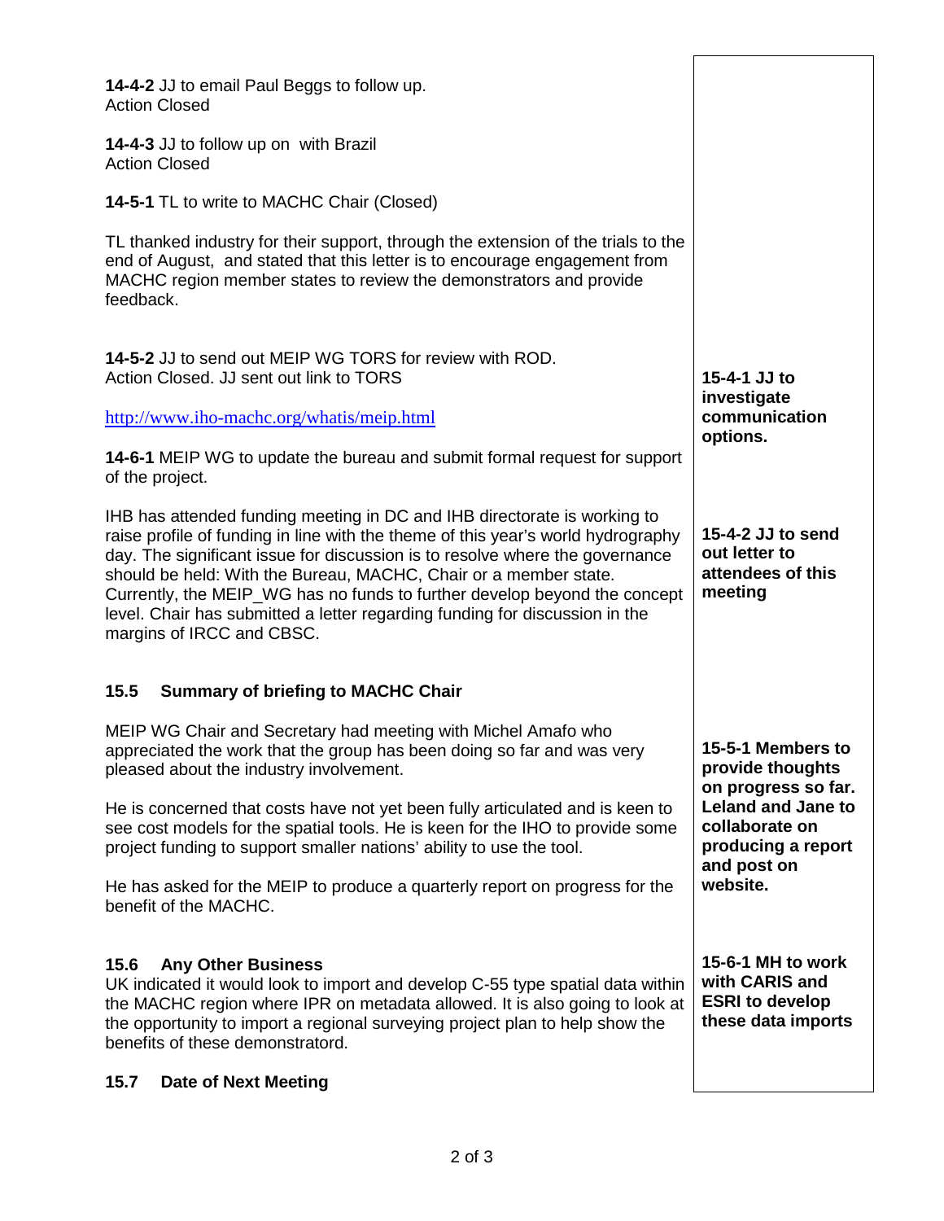**14-4-2** JJ to email Paul Beggs to follow up.
Action Closed

**14-4-3** JJ to follow up on  with Brazil
Action Closed

**14-5-1** TL to write to MACHC Chair (Closed)

TL thanked industry for their support, through the extension of the trials to the end of August,  and stated that this letter is to encourage engagement from MACHC region member states to review the demonstrators and provide feedback.

**14-5-2** JJ to send out MEIP WG TORS for review with ROD.
Action Closed. JJ sent out link to TORS

http://www.iho-machc.org/whatis/meip.html

**15-4-1 JJ to investigate communication options.**

**14-6-1** MEIP WG to update the bureau and submit formal request for support of the project.

IHB has attended funding meeting in DC and IHB directorate is working to raise profile of funding in line with the theme of this year's world hydrography day. The significant issue for discussion is to resolve where the governance should be held: With the Bureau, MACHC, Chair or a member state. Currently, the MEIP_WG has no funds to further develop beyond the concept level. Chair has submitted a letter regarding funding for discussion in the margins of IRCC and CBSC.

**15-4-2 JJ to send out letter to attendees of this meeting**

## 15.5 Summary of briefing to MACHC Chair

MEIP WG Chair and Secretary had meeting with Michel Amafo who appreciated the work that the group has been doing so far and was very pleased about the industry involvement.

He is concerned that costs have not yet been fully articulated and is keen to see cost models for the spatial tools. He is keen for the IHO to provide some project funding to support smaller nations' ability to use the tool.

He has asked for the MEIP to produce a quarterly report on progress for the benefit of the MACHC.

**15-5-1 Members to provide thoughts on progress so far. Leland and Jane to collaborate on producing a report and post on website.**

## 15.6 Any Other Business

UK indicated it would look to import and develop C-55 type spatial data within the MACHC region where IPR on metadata allowed. It is also going to look at the opportunity to import a regional surveying project plan to help show the benefits of these demonstratord.

**15-6-1 MH to work with CARIS and ESRI to develop these data imports**

## 15.7 Date of Next Meeting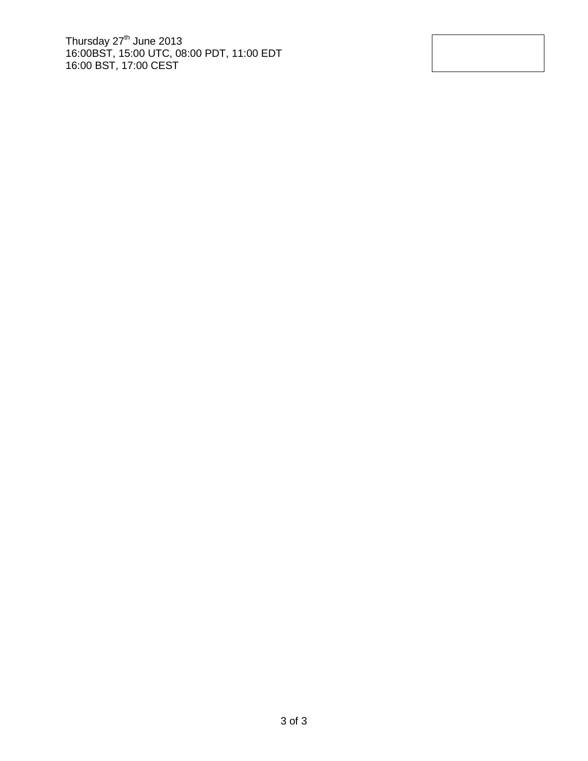Thursday 27th June 2013
16:00BST, 15:00 UTC, 08:00 PDT, 11:00 EDT
16:00 BST, 17:00 CEST